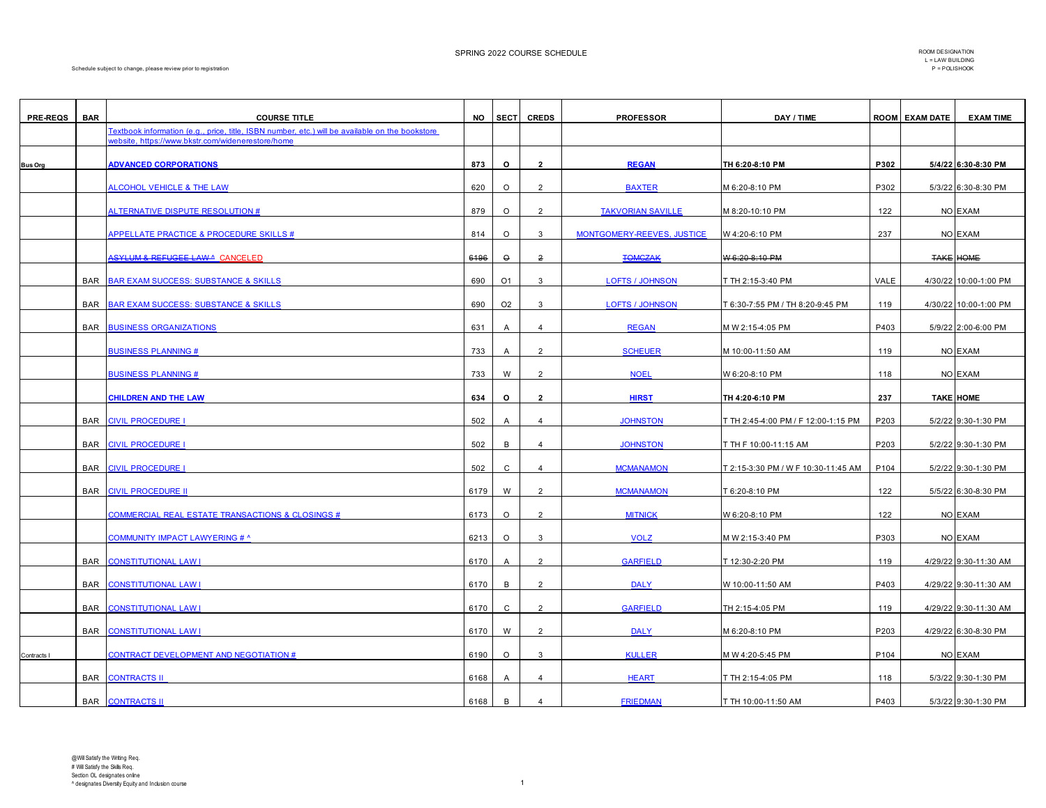# SPRING 2022 COURSE SCHEDULE

Schedule subject to change, please review prior to registration

ROOM DESIGNATION
L = LAW BUILDING
P = POLISHOOK

| PRE-REQS | BAR | COURSE TITLE | NO | SECT | CREDS | PROFESSOR | DAY / TIME | ROOM | EXAM DATE | EXAM TIME |
|---|---|---|---|---|---|---|---|---|---|---|
| | | Textbook information (e.g., price, title, ISBN number, etc.) will be available on the bookstore website, https://www.bkstr.com/widenerestore/home | | | | | | | | |
| Bus Org | | **ADVANCED CORPORATIONS** | **873** | **O** | **2** | **REGAN** | **TH 6:20-8:10 PM** | **P302** | **5/4/22** | **6:30-8:30 PM** |
| | | ALCOHOL VEHICLE & THE LAW | 620 | O | 2 | BAXTER | M 6:20-8:10 PM | P302 | 5/3/22 | 6:30-8:30 PM |
| | | ALTERNATIVE DISPUTE RESOLUTION # | 879 | O | 2 | TAKVORIAN SAVILLE | M 8:20-10:10 PM | 122 | NO | EXAM |
| | | APPELLATE PRACTICE & PROCEDURE SKILLS # | 814 | O | 3 | MONTGOMERY-REEVES, JUSTICE | W 4:20-6:10 PM | 237 | NO | EXAM |
| | | ~~ASYLUM & REFUGEE LAW ^~~ CANCELED | ~~6196~~ | ~~O~~ | ~~2~~ | ~~TOMCZAK~~ | ~~W 6:20-8:10 PM~~ | | ~~TAKE~~ | ~~HOME~~ |
| | BAR | BAR EXAM SUCCESS: SUBSTANCE & SKILLS | 690 | O1 | 3 | LOFTS / JOHNSON | T TH 2:15-3:40 PM | VALE | 4/30/22 | 10:00-1:00 PM |
| | BAR | BAR EXAM SUCCESS: SUBSTANCE & SKILLS | 690 | O2 | 3 | LOFTS / JOHNSON | T 6:30-7:55 PM / TH 8:20-9:45 PM | 119 | 4/30/22 | 10:00-1:00 PM |
| | BAR | BUSINESS ORGANIZATIONS | 631 | A | 4 | REGAN | M W 2:15-4:05 PM | P403 | 5/9/22 | 2:00-6:00 PM |
| | | BUSINESS PLANNING # | 733 | A | 2 | SCHEUER | M 10:00-11:50 AM | 119 | NO | EXAM |
| | | BUSINESS PLANNING # | 733 | W | 2 | NOEL | W 6:20-8:10 PM | 118 | NO | EXAM |
| | | **CHILDREN AND THE LAW** | **634** | **O** | **2** | **HIRST** | **TH 4:20-6:10 PM** | **237** | **TAKE** | **HOME** |
| | BAR | CIVIL PROCEDURE I | 502 | A | 4 | JOHNSTON | T TH 2:45-4:00 PM / F 12:00-1:15 PM | P203 | 5/2/22 | 9:30-1:30 PM |
| | BAR | CIVIL PROCEDURE I | 502 | B | 4 | JOHNSTON | T TH F 10:00-11:15 AM | P203 | 5/2/22 | 9:30-1:30 PM |
| | BAR | CIVIL PROCEDURE I | 502 | C | 4 | MCMANAMON | T 2:15-3:30 PM / W F 10:30-11:45 AM | P104 | 5/2/22 | 9:30-1:30 PM |
| | BAR | CIVIL PROCEDURE II | 6179 | W | 2 | MCMANAMON | T 6:20-8:10 PM | 122 | 5/5/22 | 6:30-8:30 PM |
| | | COMMERCIAL REAL ESTATE TRANSACTIONS & CLOSINGS # | 6173 | O | 2 | MITNICK | W 6:20-8:10 PM | 122 | NO | EXAM |
| | | COMMUNITY IMPACT LAWYERING # ^ | 6213 | O | 3 | VOLZ | M W 2:15-3:40 PM | P303 | NO | EXAM |
| | BAR | CONSTITUTIONAL LAW I | 6170 | A | 2 | GARFIELD | T 12:30-2:20 PM | 119 | 4/29/22 | 9:30-11:30 AM |
| | BAR | CONSTITUTIONAL LAW I | 6170 | B | 2 | DALY | W 10:00-11:50 AM | P403 | 4/29/22 | 9:30-11:30 AM |
| | BAR | CONSTITUTIONAL LAW I | 6170 | C | 2 | GARFIELD | TH 2:15-4:05 PM | 119 | 4/29/22 | 9:30-11:30 AM |
| | BAR | CONSTITUTIONAL LAW I | 6170 | W | 2 | DALY | M 6:20-8:10 PM | P203 | 4/29/22 | 6:30-8:30 PM |
| Contracts I | | CONTRACT DEVELOPMENT AND NEGOTIATION # | 6190 | O | 3 | KULLER | M W 4:20-5:45 PM | P104 | NO | EXAM |
| | BAR | CONTRACTS II | 6168 | A | 4 | HEART | T TH 2:15-4:05 PM | 118 | 5/3/22 | 9:30-1:30 PM |
| | BAR | CONTRACTS II | 6168 | B | 4 | FRIEDMAN | T TH 10:00-11:50 AM | P403 | 5/3/22 | 9:30-1:30 PM |

@Will Satisfy the Writing Req.
\# Will Satisfy the Skills Req.
Section OL designates online
^ designates Diversity Equity and Inclusion course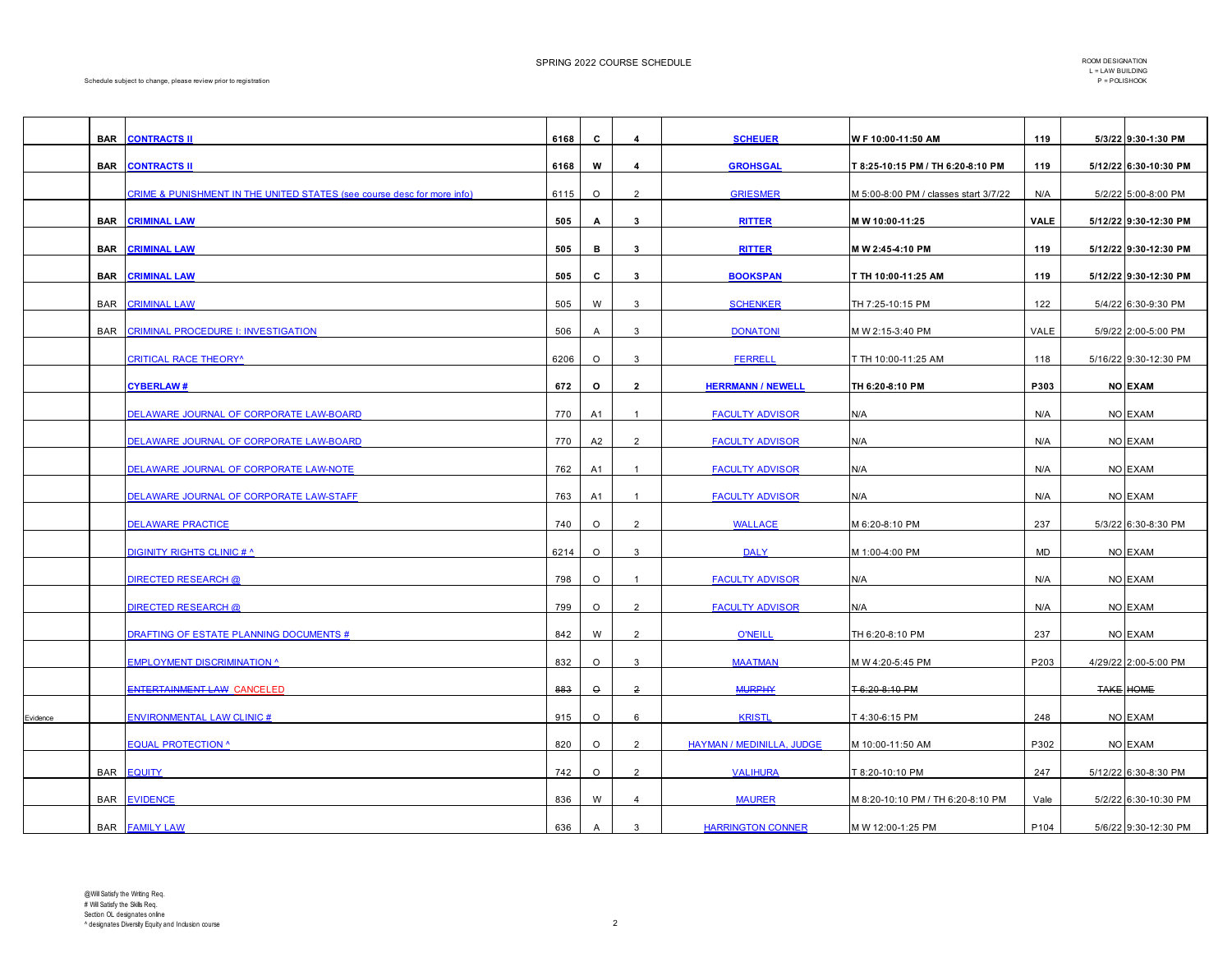SPRING 2022 COURSE SCHEDULE

Schedule subject to change, please review prior to registration

ROOM DESIGNATION
L = LAW BUILDING
P = POLISHOOK

| | | | | | | | | | |
|---|---|---|---|---|---|---|---|---|---|
| | **BAR** | **CONTRACTS II** | **6168** | **C** | **4** | **SCHEUER** | **W F 10:00-11:50 AM** | **119** | **5/3/22 9:30-1:30 PM** |
| | **BAR** | **CONTRACTS II** | **6168** | **W** | **4** | **GROHSGAL** | **T 8:25-10:15 PM / TH 6:20-8:10 PM** | **119** | **5/12/22 6:30-10:30 PM** |
| | | CRIME & PUNISHMENT IN THE UNITED STATES (see course desc for more info) | 6115 | O | 2 | GRIESMER | M 5:00-8:00 PM / classes start 3/7/22 | N/A | 5/2/22 5:00-8:00 PM |
| | **BAR** | **CRIMINAL LAW** | **505** | **A** | **3** | **RITTER** | **M W 10:00-11:25** | **VALE** | **5/12/22 9:30-12:30 PM** |
| | **BAR** | **CRIMINAL LAW** | **505** | **B** | **3** | **RITTER** | **M W 2:45-4:10 PM** | **119** | **5/12/22 9:30-12:30 PM** |
| | **BAR** | **CRIMINAL LAW** | **505** | **C** | **3** | **BOOKSPAN** | **T TH 10:00-11:25 AM** | **119** | **5/12/22 9:30-12:30 PM** |
| | BAR | CRIMINAL LAW | 505 | W | 3 | SCHENKER | TH 7:25-10:15 PM | 122 | 5/4/22 6:30-9:30 PM |
| | BAR | CRIMINAL PROCEDURE I: INVESTIGATION | 506 | A | 3 | DONATONI | M W 2:15-3:40 PM | VALE | 5/9/22 2:00-5:00 PM |
| | | CRITICAL RACE THEORY^ | 6206 | O | 3 | FERRELL | T TH 10:00-11:25 AM | 118 | 5/16/22 9:30-12:30 PM |
| | | **CYBERLAW #** | **672** | **O** | **2** | **HERRMANN / NEWELL** | **TH 6:20-8:10 PM** | **P303** | **NO EXAM** |
| | | DELAWARE JOURNAL OF CORPORATE LAW-BOARD | 770 | A1 | 1 | FACULTY ADVISOR | N/A | N/A | NO EXAM |
| | | DELAWARE JOURNAL OF CORPORATE LAW-BOARD | 770 | A2 | 2 | FACULTY ADVISOR | N/A | N/A | NO EXAM |
| | | DELAWARE JOURNAL OF CORPORATE LAW-NOTE | 762 | A1 | 1 | FACULTY ADVISOR | N/A | N/A | NO EXAM |
| | | DELAWARE JOURNAL OF CORPORATE LAW-STAFF | 763 | A1 | 1 | FACULTY ADVISOR | N/A | N/A | NO EXAM |
| | | DELAWARE PRACTICE | 740 | O | 2 | WALLACE | M 6:20-8:10 PM | 237 | 5/3/22 6:30-8:30 PM |
| | | DIGINITY RIGHTS CLINIC # ^ | 6214 | O | 3 | DALY | M 1:00-4:00 PM | MD | NO EXAM |
| | | DIRECTED RESEARCH @ | 798 | O | 1 | FACULTY ADVISOR | N/A | N/A | NO EXAM |
| | | DIRECTED RESEARCH @ | 799 | O | 2 | FACULTY ADVISOR | N/A | N/A | NO EXAM |
| | | DRAFTING OF ESTATE PLANNING DOCUMENTS # | 842 | W | 2 | O'NEILL | TH 6:20-8:10 PM | 237 | NO EXAM |
| | | EMPLOYMENT DISCRIMINATION ^ | 832 | O | 3 | MAATMAN | M W 4:20-5:45 PM | P203 | 4/29/22 2:00-5:00 PM |
| | | ~~ENTERTAINMENT LAW~~ CANCELED | ~~883~~ | ~~O~~ | ~~2~~ | ~~MURPHY~~ | ~~T 6:20-8:10 PM~~ | | ~~TAKE HOME~~ |
| Evidence | | ENVIRONMENTAL LAW CLINIC # | 915 | O | 6 | KRISTL | T 4:30-6:15 PM | 248 | NO EXAM |
| | | EQUAL PROTECTION ^ | 820 | O | 2 | HAYMAN / MEDINILLA, JUDGE | M 10:00-11:50 AM | P302 | NO EXAM |
| | BAR | EQUITY | 742 | O | 2 | VALIHURA | T 8:20-10:10 PM | 247 | 5/12/22 6:30-8:30 PM |
| | BAR | EVIDENCE | 836 | W | 4 | MAURER | M 8:20-10:10 PM / TH 6:20-8:10 PM | Vale | 5/2/22 6:30-10:30 PM |
| | BAR | FAMILY LAW | 636 | A | 3 | HARRINGTON CONNER | M W 12:00-1:25 PM | P104 | 5/6/22 9:30-12:30 PM |

@Will Satisfy the Writing Req.
# Will Satisfy the Skills Req.
Section OL designates online
^ designates Diversity Equity and Inclusion course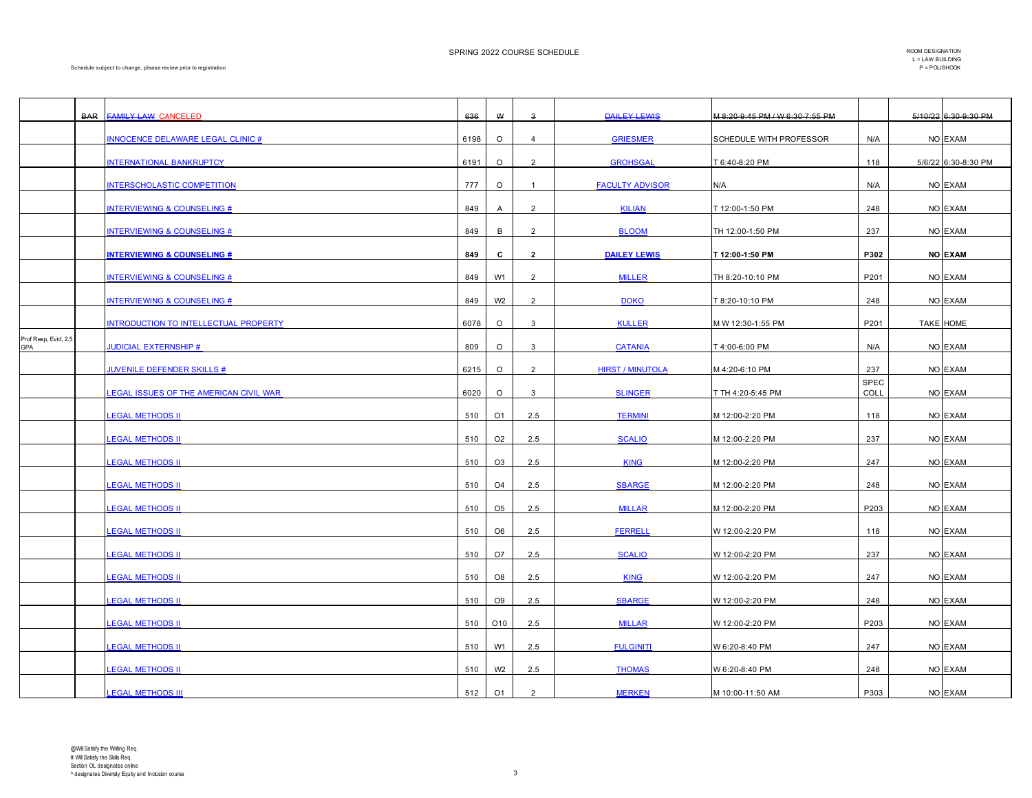SPRING 2022 COURSE SCHEDULE

ROOM DESIGNATION
L = LAW BUILDING
P = POLISHOOK

Schedule subject to change, please review prior to registration

| | | | | | | | | | | |
|---|---|---|---|---|---|---|---|---|---|---|
| | ~~BAR~~ | ~~FAMILY LAW~~ CANCELED | ~~636~~ | ~~W~~ | ~~3~~ | ~~DAILEY LEWIS~~ | ~~M 8:20-9:45 PM / W 6:30-7:55 PM~~ | | ~~5/10/22~~ | ~~6:30-9:30 PM~~ |
| | | INNOCENCE DELAWARE LEGAL CLINIC # | 6198 | O | 4 | GRIESMER | SCHEDULE WITH PROFESSOR | N/A | NO | EXAM |
| | | INTERNATIONAL BANKRUPTCY | 6191 | O | 2 | GROHSGAL | T 6:40-8:20 PM | 118 | 5/6/22 | 6:30-8:30 PM |
| | | INTERSCHOLASTIC COMPETITION | 777 | O | 1 | FACULTY ADVISOR | N/A | N/A | NO | EXAM |
| | | INTERVIEWING & COUNSELING # | 849 | A | 2 | KILIAN | T 12:00-1:50 PM | 248 | NO | EXAM |
| | | INTERVIEWING & COUNSELING # | 849 | B | 2 | BLOOM | TH 12:00-1:50 PM | 237 | NO | EXAM |
| | | **INTERVIEWING & COUNSELING #** | **849** | **C** | **2** | **DAILEY LEWIS** | **T 12:00-1:50 PM** | **P302** | **NO** | **EXAM** |
| | | INTERVIEWING & COUNSELING # | 849 | W1 | 2 | MILLER | TH 8:20-10:10 PM | P201 | NO | EXAM |
| | | INTERVIEWING & COUNSELING # | 849 | W2 | 2 | DOKO | T 8:20-10:10 PM | 248 | NO | EXAM |
| | | INTRODUCTION TO INTELLECTUAL PROPERTY | 6078 | O | 3 | KULLER | M W 12:30-1:55 PM | P201 | TAKE | HOME |
| Prof Resp, Evid, 2.5 GPA | | JUDICIAL EXTERNSHIP # | 809 | O | 3 | CATANIA | T 4:00-6:00 PM | N/A | NO | EXAM |
| | | JUVENILE DEFENDER SKILLS # | 6215 | O | 2 | HIRST / MINUTOLA | M 4:20-6:10 PM | 237 | NO | EXAM |
| | | LEGAL ISSUES OF THE AMERICAN CIVIL WAR | 6020 | O | 3 | SLINGER | T TH 4:20-5:45 PM | SPEC COLL | NO | EXAM |
| | | LEGAL METHODS II | 510 | O1 | 2.5 | TERMINI | M 12:00-2:20 PM | 118 | NO | EXAM |
| | | LEGAL METHODS II | 510 | O2 | 2.5 | SCALIO | M 12:00-2:20 PM | 237 | NO | EXAM |
| | | LEGAL METHODS II | 510 | O3 | 2.5 | KING | M 12:00-2:20 PM | 247 | NO | EXAM |
| | | LEGAL METHODS II | 510 | O4 | 2.5 | SBARGE | M 12:00-2:20 PM | 248 | NO | EXAM |
| | | LEGAL METHODS II | 510 | O5 | 2.5 | MILLAR | M 12:00-2:20 PM | P203 | NO | EXAM |
| | | LEGAL METHODS II | 510 | O6 | 2.5 | FERRELL | W 12:00-2:20 PM | 118 | NO | EXAM |
| | | LEGAL METHODS II | 510 | O7 | 2.5 | SCALIO | W 12:00-2:20 PM | 237 | NO | EXAM |
| | | LEGAL METHODS II | 510 | O8 | 2.5 | KING | W 12:00-2:20 PM | 247 | NO | EXAM |
| | | LEGAL METHODS II | 510 | O9 | 2.5 | SBARGE | W 12:00-2:20 PM | 248 | NO | EXAM |
| | | LEGAL METHODS II | 510 | O10 | 2.5 | MILLAR | W 12:00-2:20 PM | P203 | NO | EXAM |
| | | LEGAL METHODS II | 510 | W1 | 2.5 | FULGINITI | W 6:20-8:40 PM | 247 | NO | EXAM |
| | | LEGAL METHODS II | 510 | W2 | 2.5 | THOMAS | W 6:20-8:40 PM | 248 | NO | EXAM |
| | | LEGAL METHODS III | 512 | O1 | 2 | MERKEN | M 10:00-11:50 AM | P303 | NO | EXAM |

@Will Satisfy the Writing Req.
# Will Satisfy the Skills Req.
Section OL designates online
^ designates Diversity Equity and Inclusion course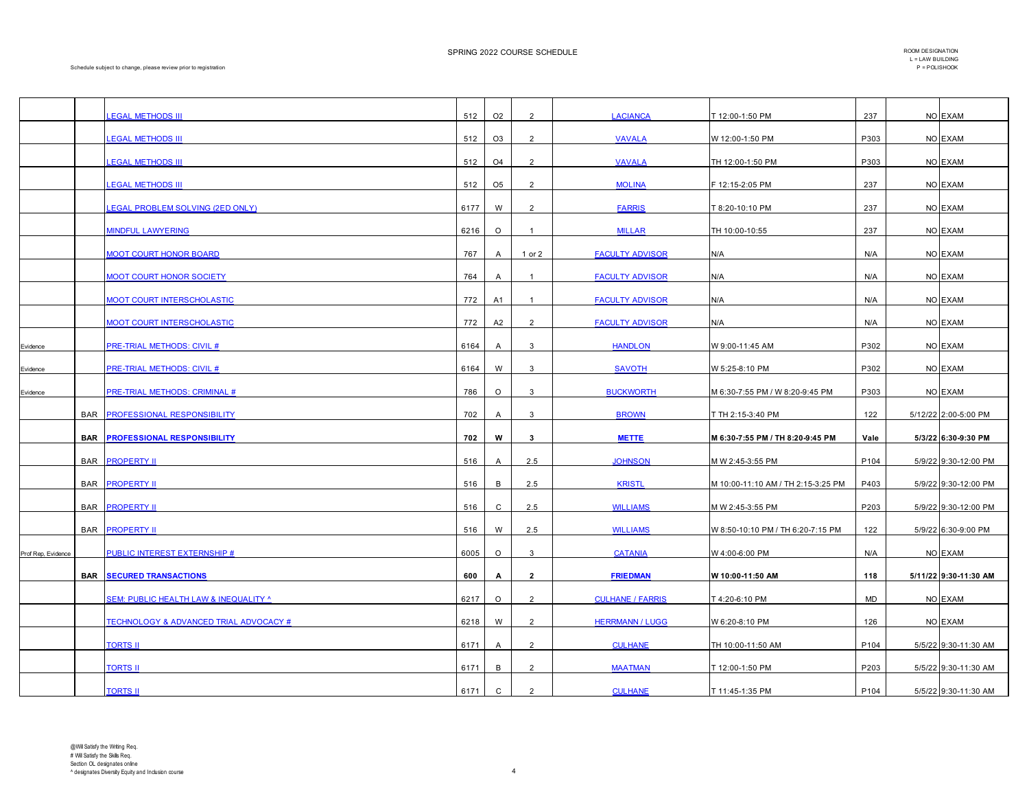SPRING 2022 COURSE SCHEDULE

Schedule subject to change, please review prior to registration

ROOM DESIGNATION
L = LAW BUILDING
P = POLISHOOK

| | | | | | | | | | |
|---|---|---|---|---|---|---|---|---|---|
| | | LEGAL METHODS III | 512 | O2 | 2 | LACIANCA | T 12:00-1:50 PM | 237 | NO EXAM |
| | | LEGAL METHODS III | 512 | O3 | 2 | VAVALA | W 12:00-1:50 PM | P303 | NO EXAM |
| | | LEGAL METHODS III | 512 | O4 | 2 | VAVALA | TH 12:00-1:50 PM | P303 | NO EXAM |
| | | LEGAL METHODS III | 512 | O5 | 2 | MOLINA | F 12:15-2:05 PM | 237 | NO EXAM |
| | | LEGAL PROBLEM SOLVING (2ED ONLY) | 6177 | W | 2 | FARRIS | T 8:20-10:10 PM | 237 | NO EXAM |
| | | MINDFUL LAWYERING | 6216 | O | 1 | MILLAR | TH 10:00-10:55 | 237 | NO EXAM |
| | | MOOT COURT HONOR BOARD | 767 | A | 1 or 2 | FACULTY ADVISOR | N/A | N/A | NO EXAM |
| | | MOOT COURT HONOR SOCIETY | 764 | A | 1 | FACULTY ADVISOR | N/A | N/A | NO EXAM |
| | | MOOT COURT INTERSCHOLASTIC | 772 | A1 | 1 | FACULTY ADVISOR | N/A | N/A | NO EXAM |
| | | MOOT COURT INTERSCHOLASTIC | 772 | A2 | 2 | FACULTY ADVISOR | N/A | N/A | NO EXAM |
| Evidence | | PRE-TRIAL METHODS: CIVIL # | 6164 | A | 3 | HANDLON | W 9:00-11:45 AM | P302 | NO EXAM |
| Evidence | | PRE-TRIAL METHODS: CIVIL # | 6164 | W | 3 | SAVOTH | W 5:25-8:10 PM | P302 | NO EXAM |
| Evidence | | PRE-TRIAL METHODS: CRIMINAL # | 786 | O | 3 | BUCKWORTH | M 6:30-7:55 PM / W 8:20-9:45 PM | P303 | NO EXAM |
| | BAR | PROFESSIONAL RESPONSIBILITY | 702 | A | 3 | BROWN | T TH 2:15-3:40 PM | 122 | 5/12/22 2:00-5:00 PM |
| | **BAR** | **PROFESSIONAL RESPONSIBILITY** | **702** | **W** | **3** | **METTE** | **M 6:30-7:55 PM / TH 8:20-9:45 PM** | **Vale** | **5/3/22 6:30-9:30 PM** |
| | BAR | PROPERTY II | 516 | A | 2.5 | JOHNSON | M W 2:45-3:55 PM | P104 | 5/9/22 9:30-12:00 PM |
| | BAR | PROPERTY II | 516 | B | 2.5 | KRISTL | M 10:00-11:10 AM / TH 2:15-3:25 PM | P403 | 5/9/22 9:30-12:00 PM |
| | BAR | PROPERTY II | 516 | C | 2.5 | WILLIAMS | M W 2:45-3:55 PM | P203 | 5/9/22 9:30-12:00 PM |
| | BAR | PROPERTY II | 516 | W | 2.5 | WILLIAMS | W 8:50-10:10 PM / TH 6:20-7:15 PM | 122 | 5/9/22 6:30-9:00 PM |
| Prof Rep, Evidence | | PUBLIC INTEREST EXTERNSHIP # | 6005 | O | 3 | CATANIA | W 4:00-6:00 PM | N/A | NO EXAM |
| | **BAR** | **SECURED TRANSACTIONS** | **600** | **A** | **2** | **FRIEDMAN** | **W 10:00-11:50 AM** | **118** | **5/11/22 9:30-11:30 AM** |
| | | SEM: PUBLIC HEALTH LAW & INEQUALITY ^ | 6217 | O | 2 | CULHANE / FARRIS | T 4:20-6:10 PM | MD | NO EXAM |
| | | TECHNOLOGY & ADVANCED TRIAL ADVOCACY # | 6218 | W | 2 | HERRMANN / LUGG | W 6:20-8:10 PM | 126 | NO EXAM |
| | | TORTS II | 6171 | A | 2 | CULHANE | TH 10:00-11:50 AM | P104 | 5/5/22 9:30-11:30 AM |
| | | TORTS II | 6171 | B | 2 | MAATMAN | T 12:00-1:50 PM | P203 | 5/5/22 9:30-11:30 AM |
| | | TORTS II | 6171 | C | 2 | CULHANE | T 11:45-1:35 PM | P104 | 5/5/22 9:30-11:30 AM |

@Will Satisfy the Writing Req.
# Will Satisfy the Skills Req.
Section OL designates online
^ designates Diversity Equity and Inclusion course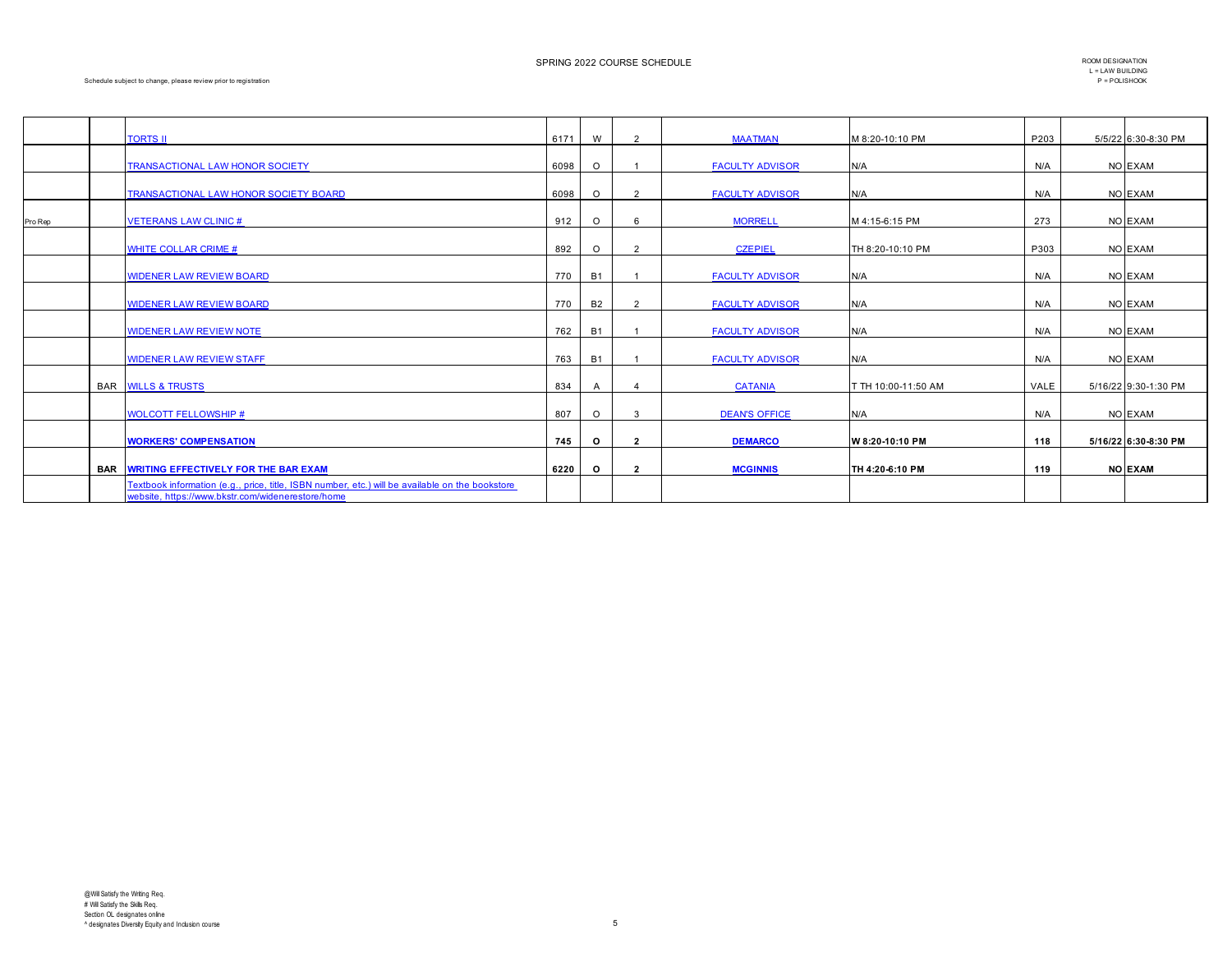SPRING 2022 COURSE SCHEDULE

Schedule subject to change, please review prior to registration

ROOM DESIGNATION
L = LAW BUILDING
P = POLISHOOK

| | | | | | | | | | | |
|---|---|---|---|---|---|---|---|---|---|---|
| | | TORTS II | 6171 | W | 2 | MAATMAN | M 8:20-10:10 PM | P203 | 5/5/22 | 6:30-8:30 PM |
| | | TRANSACTIONAL LAW HONOR SOCIETY | 6098 | O | 1 | FACULTY ADVISOR | N/A | N/A | NO | EXAM |
| | | TRANSACTIONAL LAW HONOR SOCIETY BOARD | 6098 | O | 2 | FACULTY ADVISOR | N/A | N/A | NO | EXAM |
| Pro Rep | | VETERANS LAW CLINIC # | 912 | O | 6 | MORRELL | M 4:15-6:15 PM | 273 | NO | EXAM |
| | | WHITE COLLAR CRIME # | 892 | O | 2 | CZEPIEL | TH 8:20-10:10 PM | P303 | NO | EXAM |
| | | WIDENER LAW REVIEW BOARD | 770 | B1 | 1 | FACULTY ADVISOR | N/A | N/A | NO | EXAM |
| | | WIDENER LAW REVIEW BOARD | 770 | B2 | 2 | FACULTY ADVISOR | N/A | N/A | NO | EXAM |
| | | WIDENER LAW REVIEW NOTE | 762 | B1 | 1 | FACULTY ADVISOR | N/A | N/A | NO | EXAM |
| | | WIDENER LAW REVIEW STAFF | 763 | B1 | 1 | FACULTY ADVISOR | N/A | N/A | NO | EXAM |
| | BAR | WILLS & TRUSTS | 834 | A | 4 | CATANIA | T TH 10:00-11:50 AM | VALE | 5/16/22 | 9:30-1:30 PM |
| | | WOLCOTT FELLOWSHIP # | 807 | O | 3 | DEAN'S OFFICE | N/A | N/A | NO | EXAM |
| | | **WORKERS' COMPENSATION** | **745** | **O** | **2** | **DEMARCO** | **W 8:20-10:10 PM** | **118** | **5/16/22** | **6:30-8:30 PM** |
| | **BAR** | **WRITING EFFECTIVELY FOR THE BAR EXAM** | **6220** | **O** | **2** | **MCGINNIS** | **TH 4:20-6:10 PM** | **119** | **NO** | **EXAM** |
| | | Textbook information (e.g., price, title, ISBN number, etc.) will be available on the bookstore website, https://www.bkstr.com/widenerestore/home | | | | | | | | |

@Will Satisfy the Writing Req.
# Will Satisfy the Skills Req.
Section OL designates online
^ designates Diversity Equity and Inclusion course